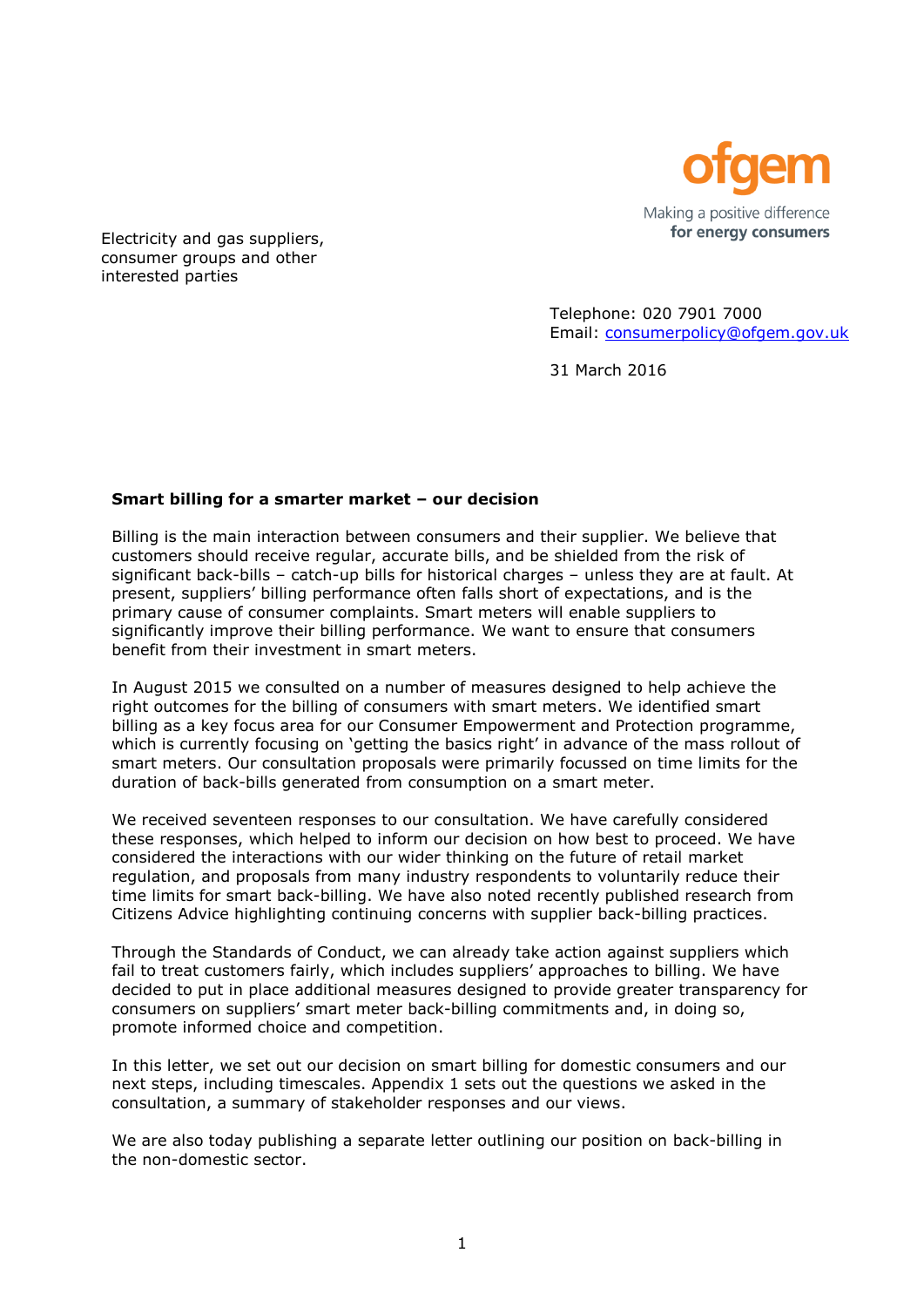ofgem

Making a positive difference
**for energy consumers**

Electricity and gas suppliers, consumer groups and other interested parties

Telephone: 020 7901 7000
Email: consumerpolicy@ofgem.gov.uk

31 March 2016

**Smart billing for a smarter market – our decision**

Billing is the main interaction between consumers and their supplier. We believe that customers should receive regular, accurate bills, and be shielded from the risk of significant back-bills – catch-up bills for historical charges – unless they are at fault. At present, suppliers' billing performance often falls short of expectations, and is the primary cause of consumer complaints. Smart meters will enable suppliers to significantly improve their billing performance. We want to ensure that consumers benefit from their investment in smart meters.

In August 2015 we consulted on a number of measures designed to help achieve the right outcomes for the billing of consumers with smart meters. We identified smart billing as a key focus area for our Consumer Empowerment and Protection programme, which is currently focusing on 'getting the basics right' in advance of the mass rollout of smart meters. Our consultation proposals were primarily focussed on time limits for the duration of back-bills generated from consumption on a smart meter.

We received seventeen responses to our consultation. We have carefully considered these responses, which helped to inform our decision on how best to proceed. We have considered the interactions with our wider thinking on the future of retail market regulation, and proposals from many industry respondents to voluntarily reduce their time limits for smart back-billing. We have also noted recently published research from Citizens Advice highlighting continuing concerns with supplier back-billing practices.

Through the Standards of Conduct, we can already take action against suppliers which fail to treat customers fairly, which includes suppliers' approaches to billing. We have decided to put in place additional measures designed to provide greater transparency for consumers on suppliers' smart meter back-billing commitments and, in doing so, promote informed choice and competition.

In this letter, we set out our decision on smart billing for domestic consumers and our next steps, including timescales. Appendix 1 sets out the questions we asked in the consultation, a summary of stakeholder responses and our views.

We are also today publishing a separate letter outlining our position on back-billing in the non-domestic sector.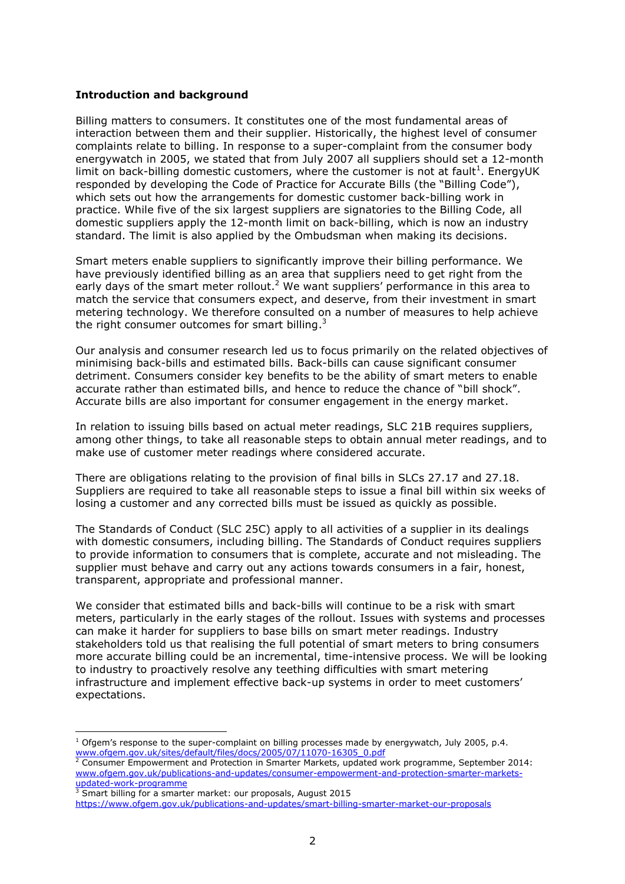**Introduction and background**

Billing matters to consumers. It constitutes one of the most fundamental areas of interaction between them and their supplier. Historically, the highest level of consumer complaints relate to billing. In response to a super-complaint from the consumer body energywatch in 2005, we stated that from July 2007 all suppliers should set a 12-month limit on back-billing domestic customers, where the customer is not at fault[1]. EnergyUK responded by developing the Code of Practice for Accurate Bills (the "Billing Code"), which sets out how the arrangements for domestic customer back-billing work in practice. While five of the six largest suppliers are signatories to the Billing Code, all domestic suppliers apply the 12-month limit on back-billing, which is now an industry standard. The limit is also applied by the Ombudsman when making its decisions.

Smart meters enable suppliers to significantly improve their billing performance. We have previously identified billing as an area that suppliers need to get right from the early days of the smart meter rollout.[2] We want suppliers' performance in this area to match the service that consumers expect, and deserve, from their investment in smart metering technology. We therefore consulted on a number of measures to help achieve the right consumer outcomes for smart billing.[3]

Our analysis and consumer research led us to focus primarily on the related objectives of minimising back-bills and estimated bills. Back-bills can cause significant consumer detriment. Consumers consider key benefits to be the ability of smart meters to enable accurate rather than estimated bills, and hence to reduce the chance of "bill shock". Accurate bills are also important for consumer engagement in the energy market.

In relation to issuing bills based on actual meter readings, SLC 21B requires suppliers, among other things, to take all reasonable steps to obtain annual meter readings, and to make use of customer meter readings where considered accurate.

There are obligations relating to the provision of final bills in SLCs 27.17 and 27.18. Suppliers are required to take all reasonable steps to issue a final bill within six weeks of losing a customer and any corrected bills must be issued as quickly as possible.

The Standards of Conduct (SLC 25C) apply to all activities of a supplier in its dealings with domestic consumers, including billing. The Standards of Conduct requires suppliers to provide information to consumers that is complete, accurate and not misleading. The supplier must behave and carry out any actions towards consumers in a fair, honest, transparent, appropriate and professional manner.

We consider that estimated bills and back-bills will continue to be a risk with smart meters, particularly in the early stages of the rollout. Issues with systems and processes can make it harder for suppliers to base bills on smart meter readings. Industry stakeholders told us that realising the full potential of smart meters to bring consumers more accurate billing could be an incremental, time-intensive process. We will be looking to industry to proactively resolve any teething difficulties with smart metering infrastructure and implement effective back-up systems in order to meet customers' expectations.

---

[1] Ofgem's response to the super-complaint on billing processes made by energywatch, July 2005, p.4. www.ofgem.gov.uk/sites/default/files/docs/2005/07/11070-16305_0.pdf

[2] Consumer Empowerment and Protection in Smarter Markets, updated work programme, September 2014: www.ofgem.gov.uk/publications-and-updates/consumer-empowerment-and-protection-smarter-markets-updated-work-programme

[3] Smart billing for a smarter market: our proposals, August 2015 https://www.ofgem.gov.uk/publications-and-updates/smart-billing-smarter-market-our-proposals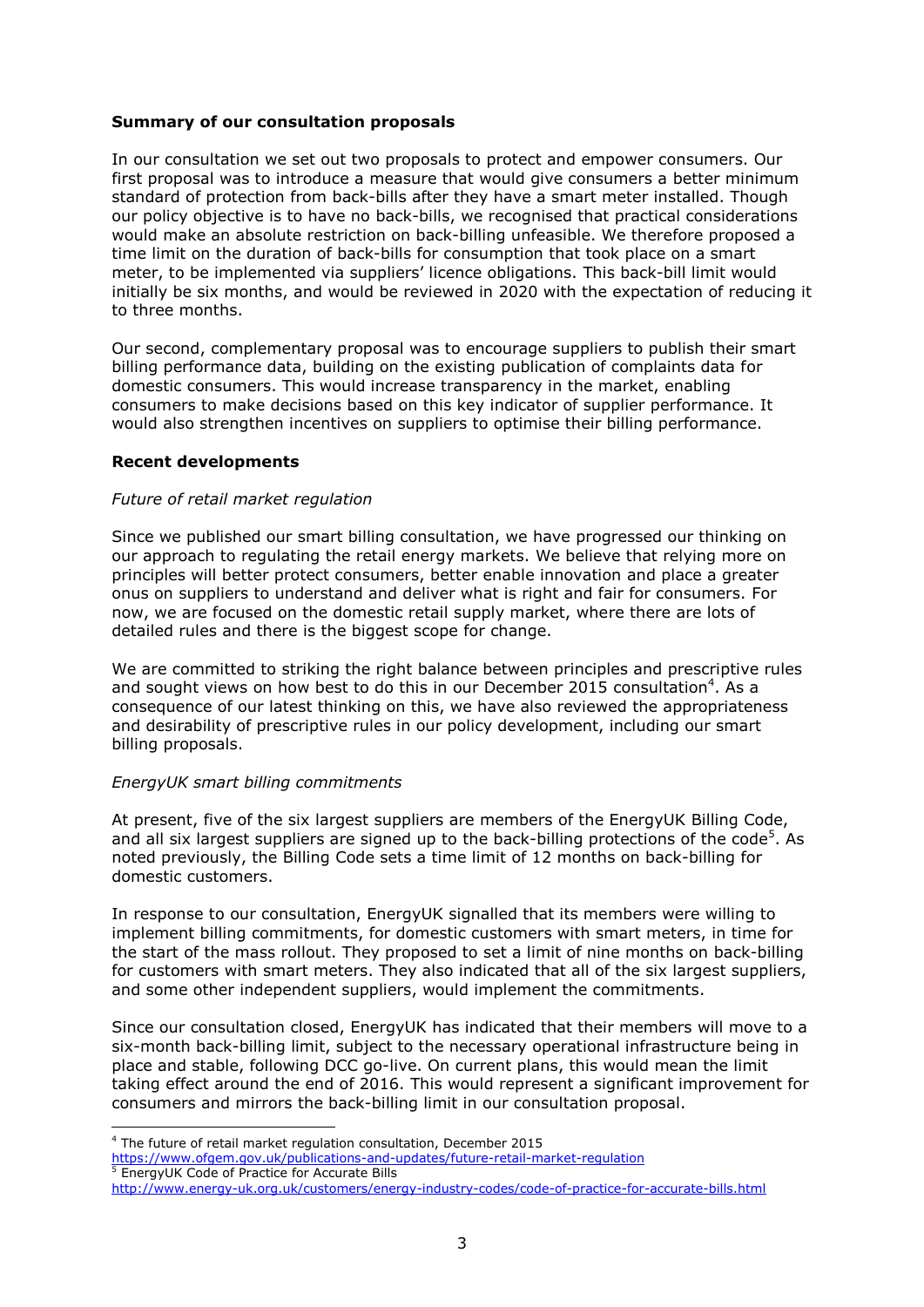**Summary of our consultation proposals**

In our consultation we set out two proposals to protect and empower consumers. Our first proposal was to introduce a measure that would give consumers a better minimum standard of protection from back-bills after they have a smart meter installed. Though our policy objective is to have no back-bills, we recognised that practical considerations would make an absolute restriction on back-billing unfeasible. We therefore proposed a time limit on the duration of back-bills for consumption that took place on a smart meter, to be implemented via suppliers' licence obligations. This back-bill limit would initially be six months, and would be reviewed in 2020 with the expectation of reducing it to three months.

Our second, complementary proposal was to encourage suppliers to publish their smart billing performance data, building on the existing publication of complaints data for domestic consumers. This would increase transparency in the market, enabling consumers to make decisions based on this key indicator of supplier performance. It would also strengthen incentives on suppliers to optimise their billing performance.

**Recent developments**

*Future of retail market regulation*

Since we published our smart billing consultation, we have progressed our thinking on our approach to regulating the retail energy markets. We believe that relying more on principles will better protect consumers, better enable innovation and place a greater onus on suppliers to understand and deliver what is right and fair for consumers. For now, we are focused on the domestic retail supply market, where there are lots of detailed rules and there is the biggest scope for change.

We are committed to striking the right balance between principles and prescriptive rules and sought views on how best to do this in our December 2015 consultation[4]. As a consequence of our latest thinking on this, we have also reviewed the appropriateness and desirability of prescriptive rules in our policy development, including our smart billing proposals.

*EnergyUK smart billing commitments*

At present, five of the six largest suppliers are members of the EnergyUK Billing Code, and all six largest suppliers are signed up to the back-billing protections of the code[5]. As noted previously, the Billing Code sets a time limit of 12 months on back-billing for domestic customers.

In response to our consultation, EnergyUK signalled that its members were willing to implement billing commitments, for domestic customers with smart meters, in time for the start of the mass rollout. They proposed to set a limit of nine months on back-billing for customers with smart meters. They also indicated that all of the six largest suppliers, and some other independent suppliers, would implement the commitments.

Since our consultation closed, EnergyUK has indicated that their members will move to a six-month back-billing limit, subject to the necessary operational infrastructure being in place and stable, following DCC go-live. On current plans, this would mean the limit taking effect around the end of 2016. This would represent a significant improvement for consumers and mirrors the back-billing limit in our consultation proposal.

---

[4] The future of retail market regulation consultation, December 2015
https://www.ofgem.gov.uk/publications-and-updates/future-retail-market-regulation

[5] EnergyUK Code of Practice for Accurate Bills
http://www.energy-uk.org.uk/customers/energy-industry-codes/code-of-practice-for-accurate-bills.html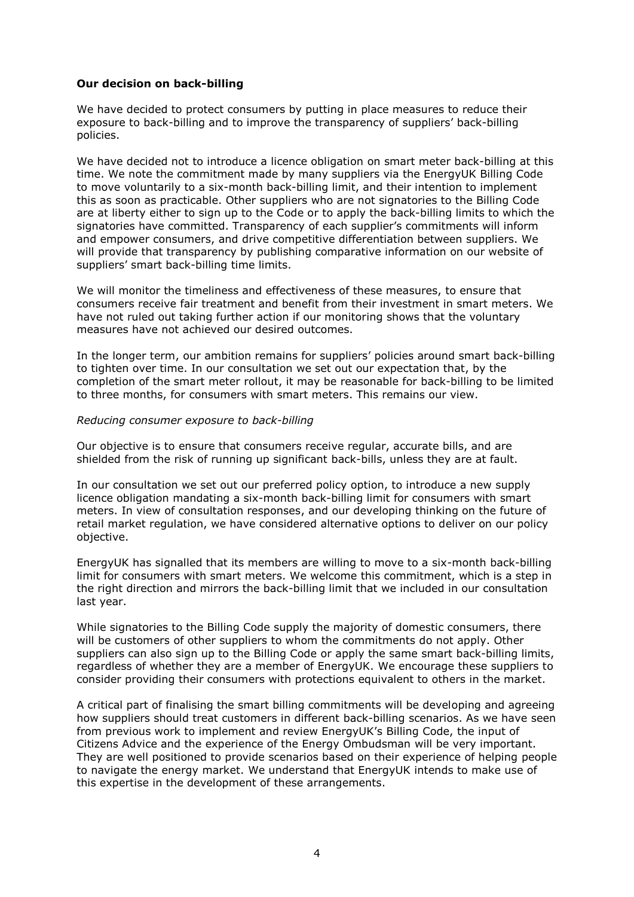**Our decision on back-billing**

We have decided to protect consumers by putting in place measures to reduce their exposure to back-billing and to improve the transparency of suppliers' back-billing policies.

We have decided not to introduce a licence obligation on smart meter back-billing at this time. We note the commitment made by many suppliers via the EnergyUK Billing Code to move voluntarily to a six-month back-billing limit, and their intention to implement this as soon as practicable. Other suppliers who are not signatories to the Billing Code are at liberty either to sign up to the Code or to apply the back-billing limits to which the signatories have committed. Transparency of each supplier's commitments will inform and empower consumers, and drive competitive differentiation between suppliers. We will provide that transparency by publishing comparative information on our website of suppliers' smart back-billing time limits.

We will monitor the timeliness and effectiveness of these measures, to ensure that consumers receive fair treatment and benefit from their investment in smart meters. We have not ruled out taking further action if our monitoring shows that the voluntary measures have not achieved our desired outcomes.

In the longer term, our ambition remains for suppliers' policies around smart back-billing to tighten over time. In our consultation we set out our expectation that, by the completion of the smart meter rollout, it may be reasonable for back-billing to be limited to three months, for consumers with smart meters. This remains our view.

*Reducing consumer exposure to back-billing*

Our objective is to ensure that consumers receive regular, accurate bills, and are shielded from the risk of running up significant back-bills, unless they are at fault.

In our consultation we set out our preferred policy option, to introduce a new supply licence obligation mandating a six-month back-billing limit for consumers with smart meters. In view of consultation responses, and our developing thinking on the future of retail market regulation, we have considered alternative options to deliver on our policy objective.

EnergyUK has signalled that its members are willing to move to a six-month back-billing limit for consumers with smart meters. We welcome this commitment, which is a step in the right direction and mirrors the back-billing limit that we included in our consultation last year.

While signatories to the Billing Code supply the majority of domestic consumers, there will be customers of other suppliers to whom the commitments do not apply. Other suppliers can also sign up to the Billing Code or apply the same smart back-billing limits, regardless of whether they are a member of EnergyUK. We encourage these suppliers to consider providing their consumers with protections equivalent to others in the market.

A critical part of finalising the smart billing commitments will be developing and agreeing how suppliers should treat customers in different back-billing scenarios. As we have seen from previous work to implement and review EnergyUK's Billing Code, the input of Citizens Advice and the experience of the Energy Ombudsman will be very important. They are well positioned to provide scenarios based on their experience of helping people to navigate the energy market. We understand that EnergyUK intends to make use of this expertise in the development of these arrangements.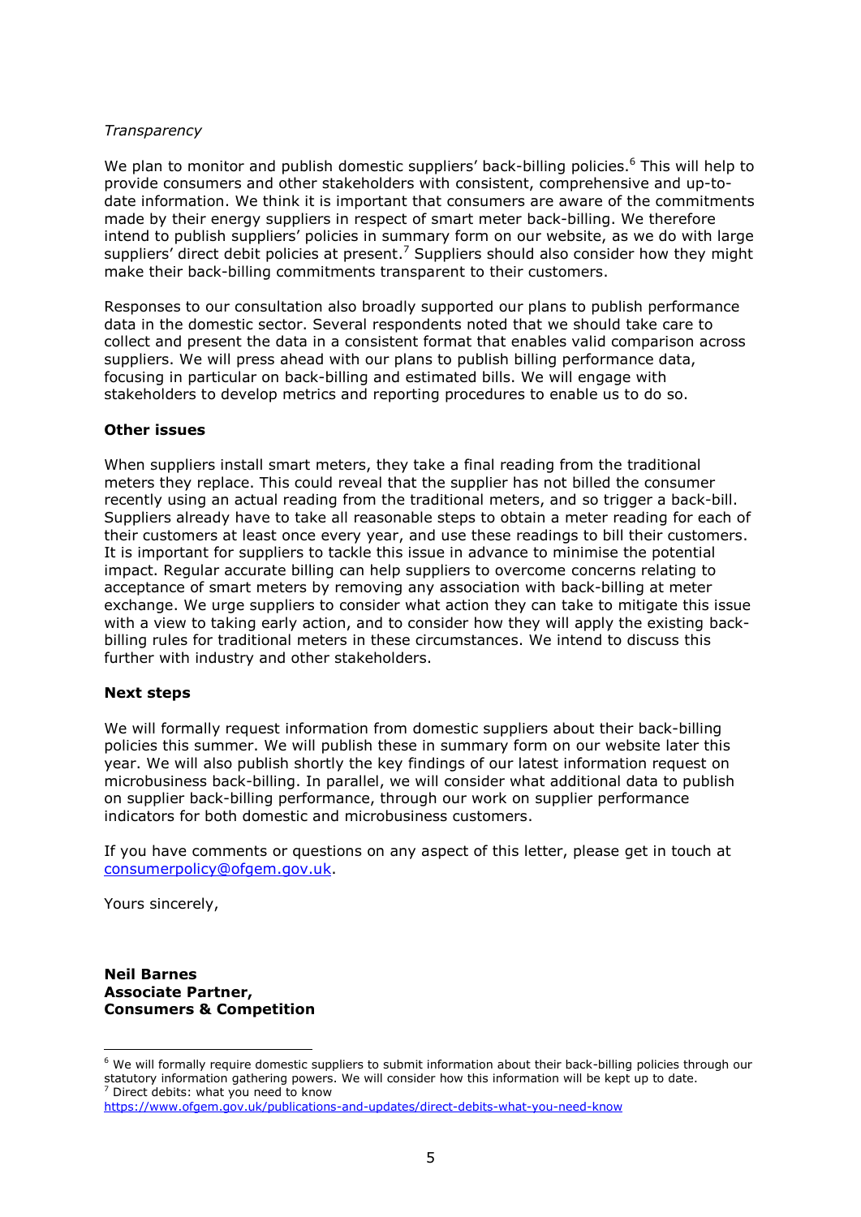*Transparency*

We plan to monitor and publish domestic suppliers' back-billing policies.[6] This will help to provide consumers and other stakeholders with consistent, comprehensive and up-to-date information. We think it is important that consumers are aware of the commitments made by their energy suppliers in respect of smart meter back-billing. We therefore intend to publish suppliers' policies in summary form on our website, as we do with large suppliers' direct debit policies at present.[7] Suppliers should also consider how they might make their back-billing commitments transparent to their customers.

Responses to our consultation also broadly supported our plans to publish performance data in the domestic sector. Several respondents noted that we should take care to collect and present the data in a consistent format that enables valid comparison across suppliers. We will press ahead with our plans to publish billing performance data, focusing in particular on back-billing and estimated bills. We will engage with stakeholders to develop metrics and reporting procedures to enable us to do so.

**Other issues**

When suppliers install smart meters, they take a final reading from the traditional meters they replace. This could reveal that the supplier has not billed the consumer recently using an actual reading from the traditional meters, and so trigger a back-bill. Suppliers already have to take all reasonable steps to obtain a meter reading for each of their customers at least once every year, and use these readings to bill their customers. It is important for suppliers to tackle this issue in advance to minimise the potential impact. Regular accurate billing can help suppliers to overcome concerns relating to acceptance of smart meters by removing any association with back-billing at meter exchange. We urge suppliers to consider what action they can take to mitigate this issue with a view to taking early action, and to consider how they will apply the existing back-billing rules for traditional meters in these circumstances. We intend to discuss this further with industry and other stakeholders.

**Next steps**

We will formally request information from domestic suppliers about their back-billing policies this summer. We will publish these in summary form on our website later this year. We will also publish shortly the key findings of our latest information request on microbusiness back-billing. In parallel, we will consider what additional data to publish on supplier back-billing performance, through our work on supplier performance indicators for both domestic and microbusiness customers.

If you have comments or questions on any aspect of this letter, please get in touch at consumerpolicy@ofgem.gov.uk.

Yours sincerely,

**Neil Barnes**
**Associate Partner,**
**Consumers & Competition**

---

[6] We will formally require domestic suppliers to submit information about their back-billing policies through our statutory information gathering powers. We will consider how this information will be kept up to date.

[7] Direct debits: what you need to know https://www.ofgem.gov.uk/publications-and-updates/direct-debits-what-you-need-know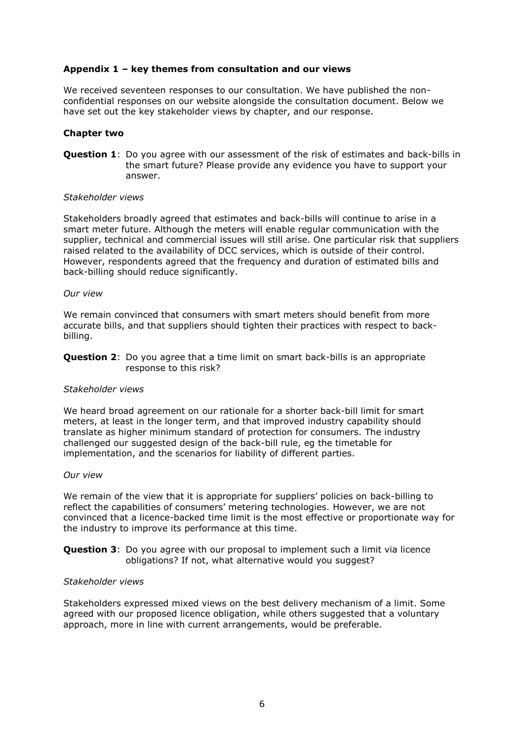### Appendix 1 – key themes from consultation and our views

We received seventeen responses to our consultation. We have published the non-confidential responses on our website alongside the consultation document. Below we have set out the key stakeholder views by chapter, and our response.

#### Chapter two

**Question 1**: Do you agree with our assessment of the risk of estimates and back-bills in the smart future? Please provide any evidence you have to support your answer.

*Stakeholder views*

Stakeholders broadly agreed that estimates and back-bills will continue to arise in a smart meter future. Although the meters will enable regular communication with the supplier, technical and commercial issues will still arise. One particular risk that suppliers raised related to the availability of DCC services, which is outside of their control. However, respondents agreed that the frequency and duration of estimated bills and back-billing should reduce significantly.

*Our view*

We remain convinced that consumers with smart meters should benefit from more accurate bills, and that suppliers should tighten their practices with respect to back-billing.

**Question 2**: Do you agree that a time limit on smart back-bills is an appropriate response to this risk?

*Stakeholder views*

We heard broad agreement on our rationale for a shorter back-bill limit for smart meters, at least in the longer term, and that improved industry capability should translate as higher minimum standard of protection for consumers. The industry challenged our suggested design of the back-bill rule, eg the timetable for implementation, and the scenarios for liability of different parties.

*Our view*

We remain of the view that it is appropriate for suppliers' policies on back-billing to reflect the capabilities of consumers' metering technologies. However, we are not convinced that a licence-backed time limit is the most effective or proportionate way for the industry to improve its performance at this time.

**Question 3**: Do you agree with our proposal to implement such a limit via licence obligations? If not, what alternative would you suggest?

*Stakeholder views*

Stakeholders expressed mixed views on the best delivery mechanism of a limit. Some agreed with our proposed licence obligation, while others suggested that a voluntary approach, more in line with current arrangements, would be preferable.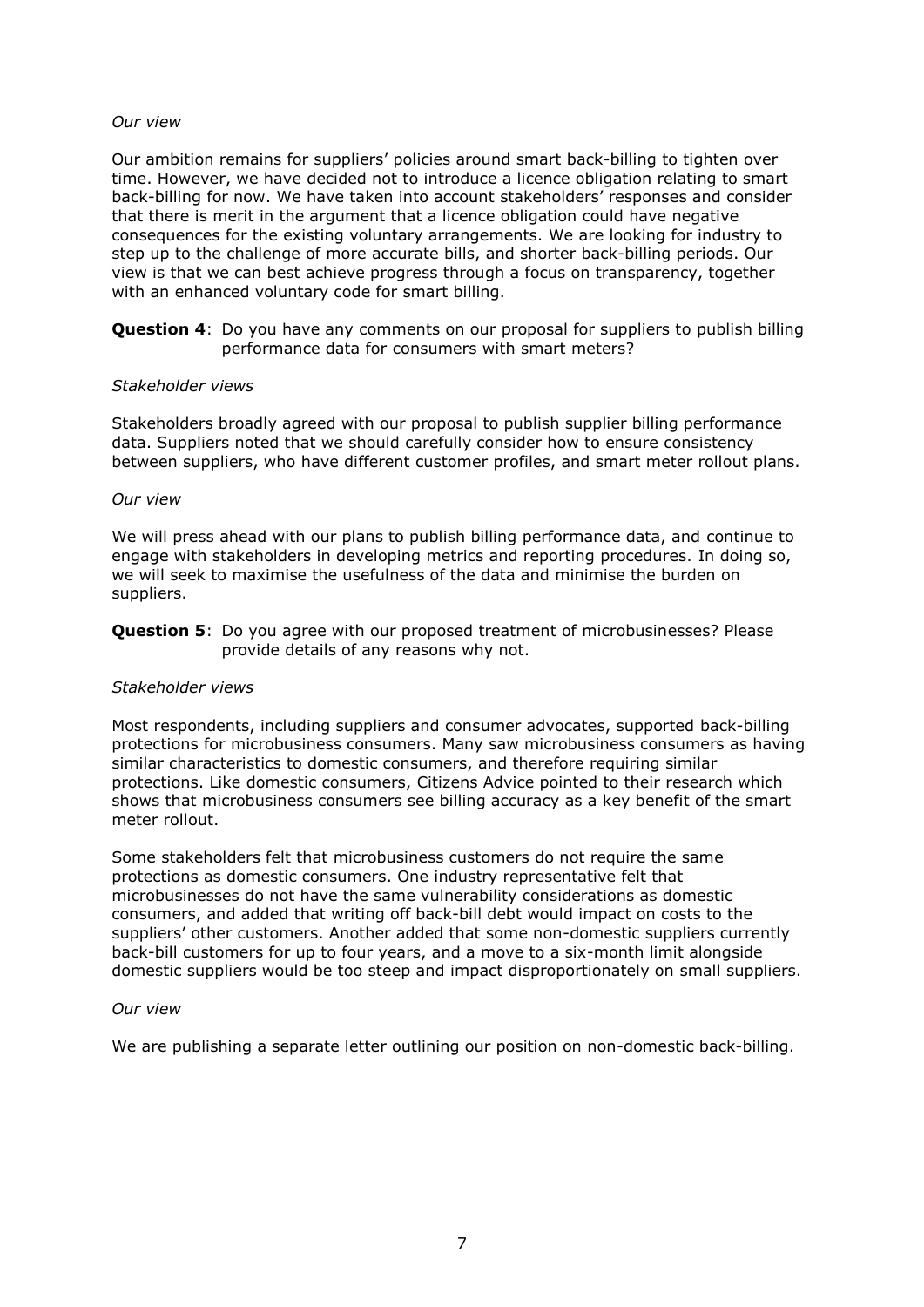*Our view*

Our ambition remains for suppliers' policies around smart back-billing to tighten over time. However, we have decided not to introduce a licence obligation relating to smart back-billing for now. We have taken into account stakeholders' responses and consider that there is merit in the argument that a licence obligation could have negative consequences for the existing voluntary arrangements. We are looking for industry to step up to the challenge of more accurate bills, and shorter back-billing periods. Our view is that we can best achieve progress through a focus on transparency, together with an enhanced voluntary code for smart billing.

**Question 4**: Do you have any comments on our proposal for suppliers to publish billing performance data for consumers with smart meters?

*Stakeholder views*

Stakeholders broadly agreed with our proposal to publish supplier billing performance data. Suppliers noted that we should carefully consider how to ensure consistency between suppliers, who have different customer profiles, and smart meter rollout plans.

*Our view*

We will press ahead with our plans to publish billing performance data, and continue to engage with stakeholders in developing metrics and reporting procedures. In doing so, we will seek to maximise the usefulness of the data and minimise the burden on suppliers.

**Question 5**: Do you agree with our proposed treatment of microbusinesses? Please provide details of any reasons why not.

*Stakeholder views*

Most respondents, including suppliers and consumer advocates, supported back-billing protections for microbusiness consumers. Many saw microbusiness consumers as having similar characteristics to domestic consumers, and therefore requiring similar protections. Like domestic consumers, Citizens Advice pointed to their research which shows that microbusiness consumers see billing accuracy as a key benefit of the smart meter rollout.

Some stakeholders felt that microbusiness customers do not require the same protections as domestic consumers. One industry representative felt that microbusinesses do not have the same vulnerability considerations as domestic consumers, and added that writing off back-bill debt would impact on costs to the suppliers' other customers. Another added that some non-domestic suppliers currently back-bill customers for up to four years, and a move to a six-month limit alongside domestic suppliers would be too steep and impact disproportionately on small suppliers.

*Our view*

We are publishing a separate letter outlining our position on non-domestic back-billing.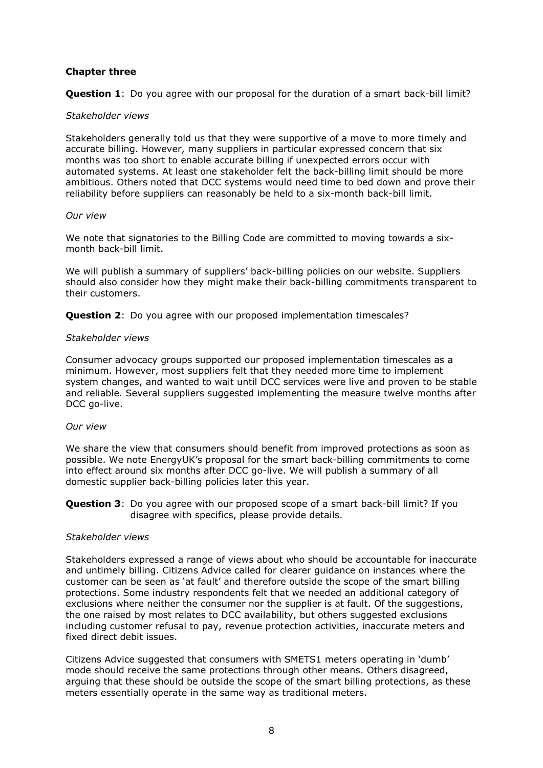**Chapter three**

**Question 1**: Do you agree with our proposal for the duration of a smart back-bill limit?

*Stakeholder views*

Stakeholders generally told us that they were supportive of a move to more timely and accurate billing. However, many suppliers in particular expressed concern that six months was too short to enable accurate billing if unexpected errors occur with automated systems. At least one stakeholder felt the back-billing limit should be more ambitious. Others noted that DCC systems would need time to bed down and prove their reliability before suppliers can reasonably be held to a six-month back-bill limit.

*Our view*

We note that signatories to the Billing Code are committed to moving towards a six-month back-bill limit.

We will publish a summary of suppliers' back-billing policies on our website. Suppliers should also consider how they might make their back-billing commitments transparent to their customers.

**Question 2**: Do you agree with our proposed implementation timescales?

*Stakeholder views*

Consumer advocacy groups supported our proposed implementation timescales as a minimum. However, most suppliers felt that they needed more time to implement system changes, and wanted to wait until DCC services were live and proven to be stable and reliable. Several suppliers suggested implementing the measure twelve months after DCC go-live.

*Our view*

We share the view that consumers should benefit from improved protections as soon as possible. We note EnergyUK's proposal for the smart back-billing commitments to come into effect around six months after DCC go-live. We will publish a summary of all domestic supplier back-billing policies later this year.

**Question 3**: Do you agree with our proposed scope of a smart back-bill limit? If you disagree with specifics, please provide details.

*Stakeholder views*

Stakeholders expressed a range of views about who should be accountable for inaccurate and untimely billing. Citizens Advice called for clearer guidance on instances where the customer can be seen as 'at fault' and therefore outside the scope of the smart billing protections. Some industry respondents felt that we needed an additional category of exclusions where neither the consumer nor the supplier is at fault. Of the suggestions, the one raised by most relates to DCC availability, but others suggested exclusions including customer refusal to pay, revenue protection activities, inaccurate meters and fixed direct debit issues.

Citizens Advice suggested that consumers with SMETS1 meters operating in 'dumb' mode should receive the same protections through other means. Others disagreed, arguing that these should be outside the scope of the smart billing protections, as these meters essentially operate in the same way as traditional meters.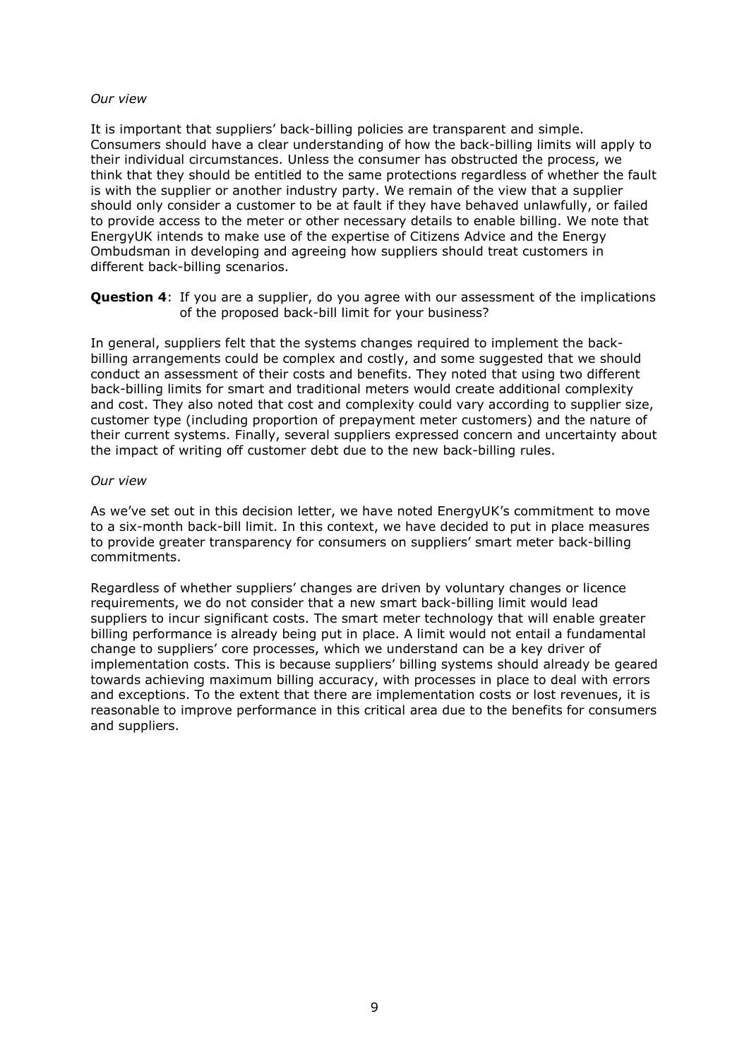*Our view*

It is important that suppliers' back-billing policies are transparent and simple. Consumers should have a clear understanding of how the back-billing limits will apply to their individual circumstances. Unless the consumer has obstructed the process, we think that they should be entitled to the same protections regardless of whether the fault is with the supplier or another industry party. We remain of the view that a supplier should only consider a customer to be at fault if they have behaved unlawfully, or failed to provide access to the meter or other necessary details to enable billing. We note that EnergyUK intends to make use of the expertise of Citizens Advice and the Energy Ombudsman in developing and agreeing how suppliers should treat customers in different back-billing scenarios.

**Question 4**: If you are a supplier, do you agree with our assessment of the implications of the proposed back-bill limit for your business?

In general, suppliers felt that the systems changes required to implement the back-billing arrangements could be complex and costly, and some suggested that we should conduct an assessment of their costs and benefits. They noted that using two different back-billing limits for smart and traditional meters would create additional complexity and cost. They also noted that cost and complexity could vary according to supplier size, customer type (including proportion of prepayment meter customers) and the nature of their current systems. Finally, several suppliers expressed concern and uncertainty about the impact of writing off customer debt due to the new back-billing rules.

*Our view*

As we've set out in this decision letter, we have noted EnergyUK's commitment to move to a six-month back-bill limit. In this context, we have decided to put in place measures to provide greater transparency for consumers on suppliers' smart meter back-billing commitments.

Regardless of whether suppliers' changes are driven by voluntary changes or licence requirements, we do not consider that a new smart back-billing limit would lead suppliers to incur significant costs. The smart meter technology that will enable greater billing performance is already being put in place. A limit would not entail a fundamental change to suppliers' core processes, which we understand can be a key driver of implementation costs. This is because suppliers' billing systems should already be geared towards achieving maximum billing accuracy, with processes in place to deal with errors and exceptions. To the extent that there are implementation costs or lost revenues, it is reasonable to improve performance in this critical area due to the benefits for consumers and suppliers.